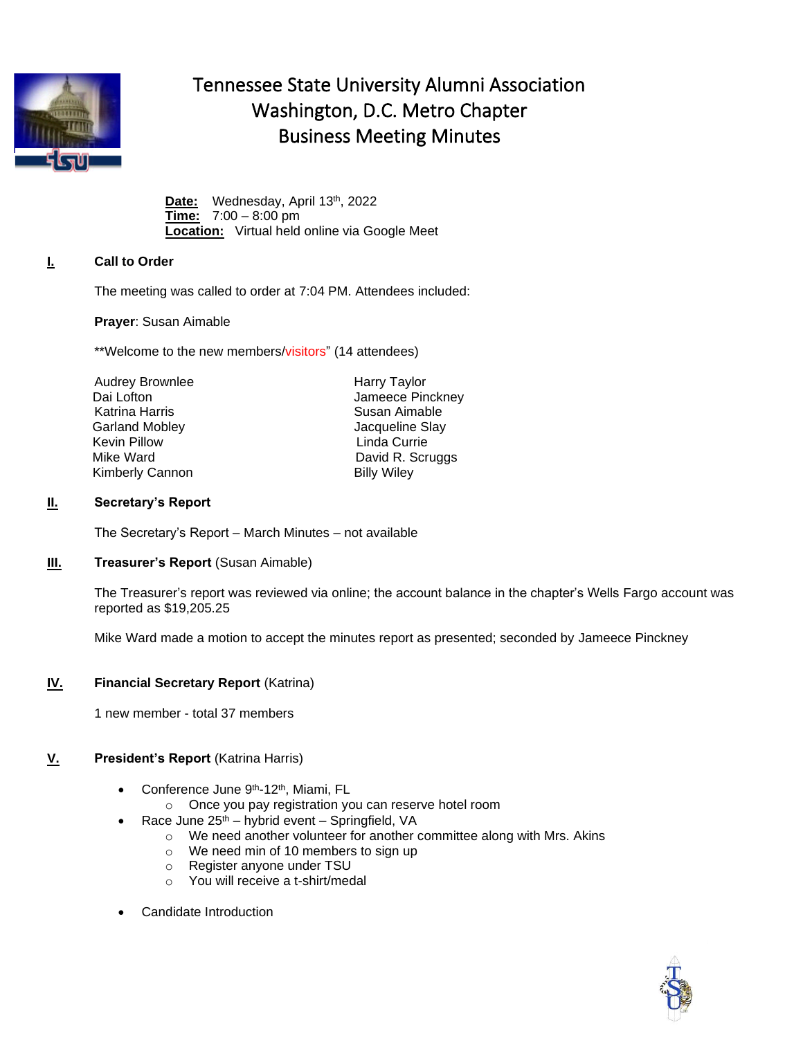# Tennessee State University Alumni Association
# Washington, D.C. Metro Chapter
# Business Meeting Minutes

**Date:** Wednesday, April 13th, 2022
**Time:** 7:00 – 8:00 pm
**Location:** Virtual held online via Google Meet

## I. Call to Order

The meeting was called to order at 7:04 PM. Attendees included:

**Prayer**: Susan Aimable

**Welcome to the new members/visitors" (14 attendees)

| | |
|---|---|
| Audrey Brownlee | Harry Taylor |
| Dai Lofton | Jameece Pinckney |
| Katrina Harris | Susan Aimable |
| Garland Mobley | Jacqueline Slay |
| Kevin Pillow | Linda Currie |
| Mike Ward | David R. Scruggs |
| Kimberly Cannon | Billy Wiley |

## II. Secretary's Report

The Secretary's Report – March Minutes – not available

## III. Treasurer's Report (Susan Aimable)

The Treasurer's report was reviewed via online; the account balance in the chapter's Wells Fargo account was reported as $19,205.25

Mike Ward made a motion to accept the minutes report as presented; seconded by Jameece Pinckney

## IV. Financial Secretary Report (Katrina)

1 new member - total 37 members

## V. President's Report (Katrina Harris)

- Conference June 9th-12th, Miami, FL
  - Once you pay registration you can reserve hotel room
- Race June 25th – hybrid event – Springfield, VA
  - We need another volunteer for another committee along with Mrs. Akins
  - We need min of 10 members to sign up
  - Register anyone under TSU
  - You will receive a t-shirt/medal
- Candidate Introduction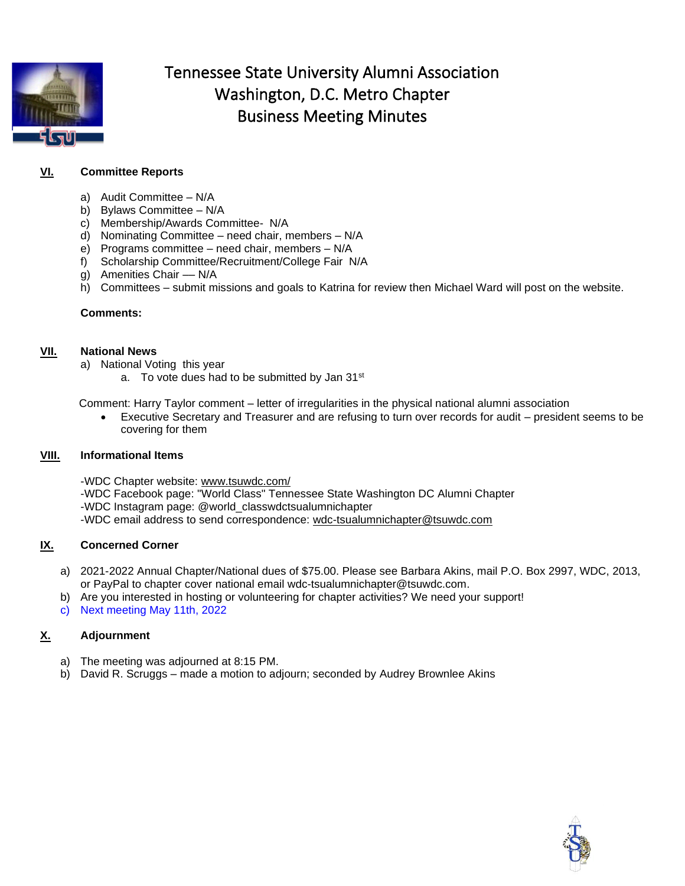# Tennessee State University Alumni Association
# Washington, D.C. Metro Chapter
# Business Meeting Minutes

## VI. Committee Reports

a) Audit Committee – N/A
b) Bylaws Committee – N/A
c) Membership/Awards Committee- N/A
d) Nominating Committee – need chair, members – N/A
e) Programs committee – need chair, members – N/A
f) Scholarship Committee/Recruitment/College Fair N/A
g) Amenities Chair — N/A
h) Committees – submit missions and goals to Katrina for review then Michael Ward will post on the website.

**Comments:**

## VII. National News

a) National Voting this year
   a. To vote dues had to be submitted by Jan 31st

Comment: Harry Taylor comment – letter of irregularities in the physical national alumni association

- Executive Secretary and Treasurer and are refusing to turn over records for audit – president seems to be covering for them

## VIII. Informational Items

-WDC Chapter website: www.tsuwdc.com/
-WDC Facebook page: "World Class" Tennessee State Washington DC Alumni Chapter
-WDC Instagram page: @world_classwdctsualumnichapter
-WDC email address to send correspondence: wdc-tsualumnichapter@tsuwdc.com

## IX. Concerned Corner

a) 2021-2022 Annual Chapter/National dues of $75.00. Please see Barbara Akins, mail P.O. Box 2997, WDC, 2013, or PayPal to chapter cover national email wdc-tsualumnichapter@tsuwdc.com.
b) Are you interested in hosting or volunteering for chapter activities? We need your support!
c) Next meeting May 11th, 2022

## X. Adjournment

a) The meeting was adjourned at 8:15 PM.
b) David R. Scruggs – made a motion to adjourn; seconded by Audrey Brownlee Akins